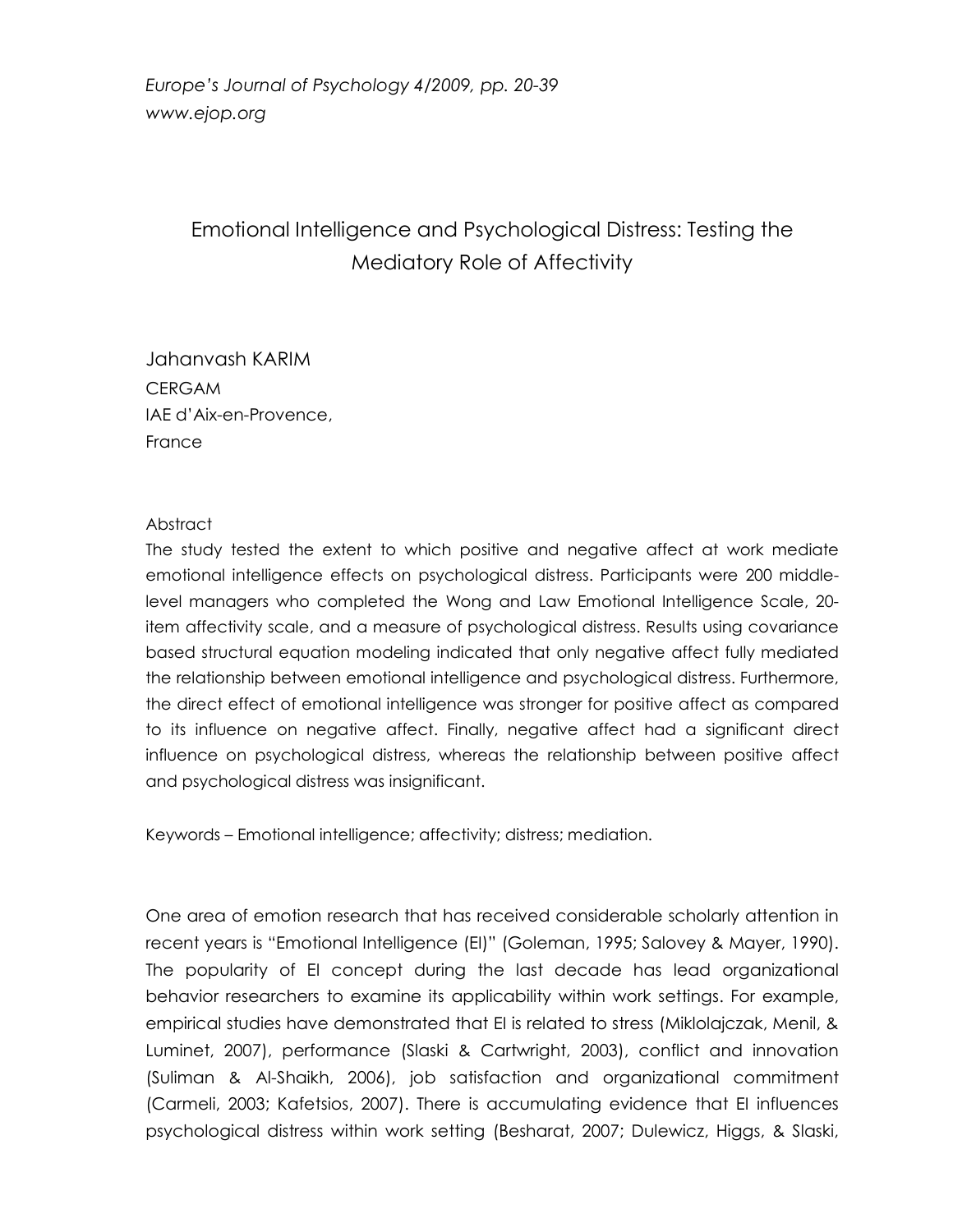# Emotional Intelligence and Psychological Distress: Testing the Mediatory Role of Affectivity

Jahanvash KARIM
CERGAM
IAE d'Aix-en-Provence,
France

## Abstract

The study tested the extent to which positive and negative affect at work mediate emotional intelligence effects on psychological distress. Participants were 200 middle-level managers who completed the Wong and Law Emotional Intelligence Scale, 20-item affectivity scale, and a measure of psychological distress. Results using covariance based structural equation modeling indicated that only negative affect fully mediated the relationship between emotional intelligence and psychological distress. Furthermore, the direct effect of emotional intelligence was stronger for positive affect as compared to its influence on negative affect. Finally, negative affect had a significant direct influence on psychological distress, whereas the relationship between positive affect and psychological distress was insignificant.

Keywords – Emotional intelligence; affectivity; distress; mediation.

One area of emotion research that has received considerable scholarly attention in recent years is "Emotional Intelligence (EI)" (Goleman, 1995; Salovey & Mayer, 1990). The popularity of EI concept during the last decade has lead organizational behavior researchers to examine its applicability within work settings. For example, empirical studies have demonstrated that EI is related to stress (Miklolajczak, Menil, & Luminet, 2007), performance (Slaski & Cartwright, 2003), conflict and innovation (Suliman & Al-Shaikh, 2006), job satisfaction and organizational commitment (Carmeli, 2003; Kafetsios, 2007). There is accumulating evidence that EI influences psychological distress within work setting (Besharat, 2007; Dulewicz, Higgs, & Slaski,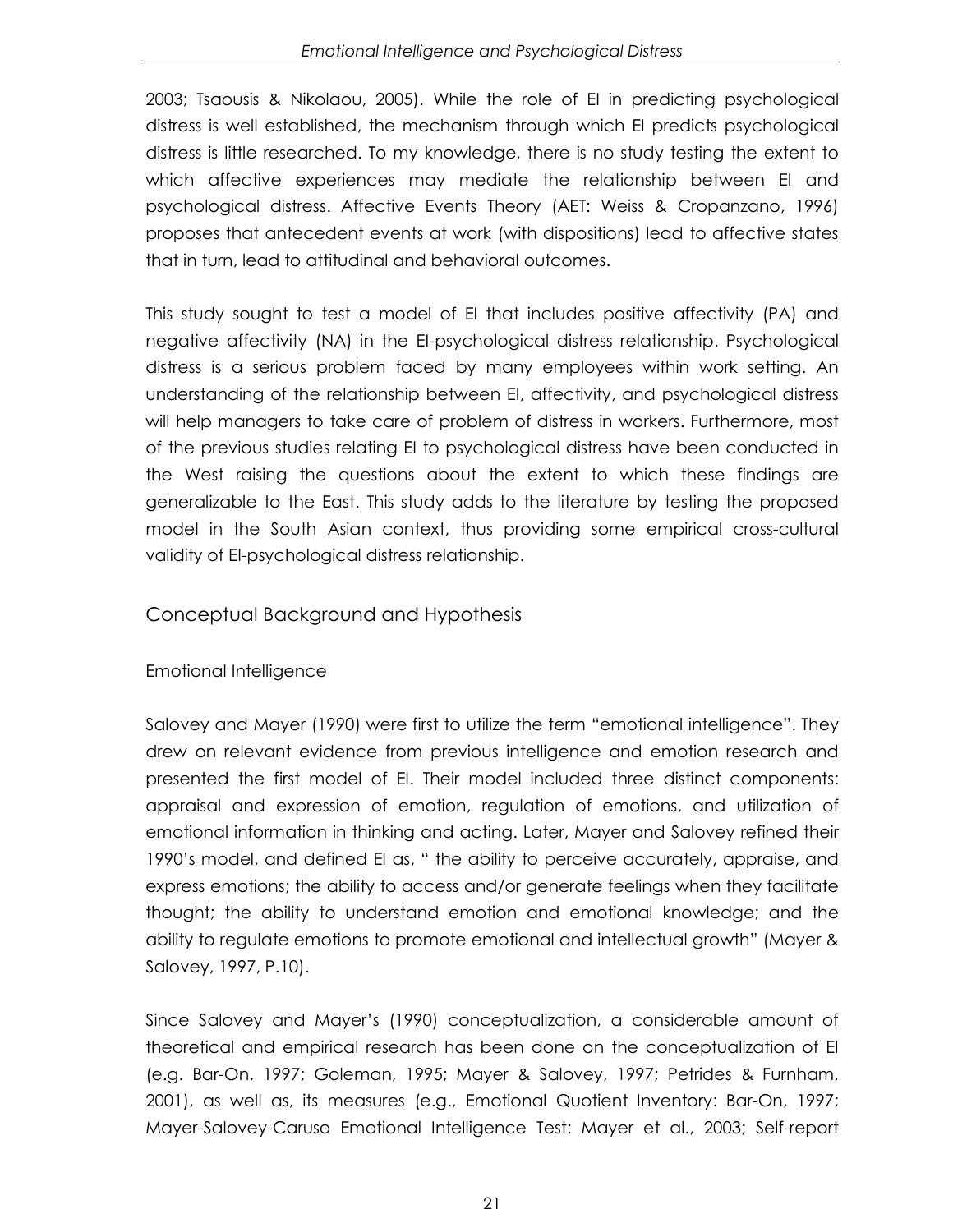2003; Tsaousis & Nikolaou, 2005). While the role of EI in predicting psychological distress is well established, the mechanism through which EI predicts psychological distress is little researched. To my knowledge, there is no study testing the extent to which affective experiences may mediate the relationship between EI and psychological distress. Affective Events Theory (AET: Weiss & Cropanzano, 1996) proposes that antecedent events at work (with dispositions) lead to affective states that in turn, lead to attitudinal and behavioral outcomes.

This study sought to test a model of EI that includes positive affectivity (PA) and negative affectivity (NA) in the EI-psychological distress relationship. Psychological distress is a serious problem faced by many employees within work setting. An understanding of the relationship between EI, affectivity, and psychological distress will help managers to take care of problem of distress in workers. Furthermore, most of the previous studies relating EI to psychological distress have been conducted in the West raising the questions about the extent to which these findings are generalizable to the East. This study adds to the literature by testing the proposed model in the South Asian context, thus providing some empirical cross-cultural validity of EI-psychological distress relationship.

## Conceptual Background and Hypothesis

### Emotional Intelligence

Salovey and Mayer (1990) were first to utilize the term "emotional intelligence". They drew on relevant evidence from previous intelligence and emotion research and presented the first model of EI. Their model included three distinct components: appraisal and expression of emotion, regulation of emotions, and utilization of emotional information in thinking and acting. Later, Mayer and Salovey refined their 1990's model, and defined EI as, " the ability to perceive accurately, appraise, and express emotions; the ability to access and/or generate feelings when they facilitate thought; the ability to understand emotion and emotional knowledge; and the ability to regulate emotions to promote emotional and intellectual growth" (Mayer & Salovey, 1997, P.10).

Since Salovey and Mayer's (1990) conceptualization, a considerable amount of theoretical and empirical research has been done on the conceptualization of EI (e.g. Bar-On, 1997; Goleman, 1995; Mayer & Salovey, 1997; Petrides & Furnham, 2001), as well as, its measures (e.g., Emotional Quotient Inventory: Bar-On, 1997; Mayer-Salovey-Caruso Emotional Intelligence Test: Mayer et al., 2003; Self-report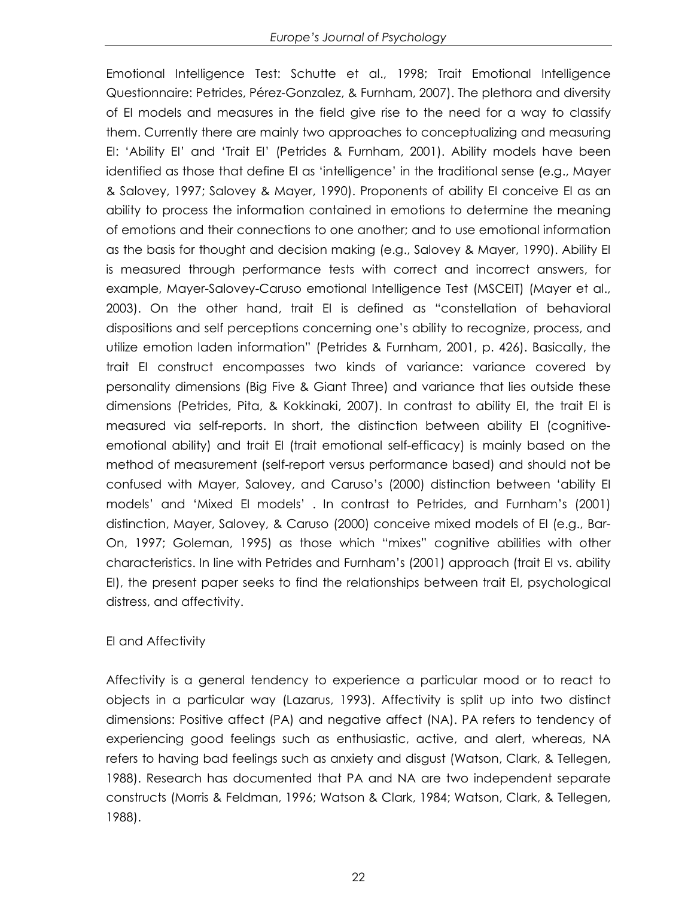Emotional Intelligence Test: Schutte et al., 1998; Trait Emotional Intelligence Questionnaire: Petrides, Pérez-Gonzalez, & Furnham, 2007). The plethora and diversity of EI models and measures in the field give rise to the need for a way to classify them. Currently there are mainly two approaches to conceptualizing and measuring EI: 'Ability EI' and 'Trait EI' (Petrides & Furnham, 2001). Ability models have been identified as those that define EI as 'intelligence' in the traditional sense (e.g., Mayer & Salovey, 1997; Salovey & Mayer, 1990). Proponents of ability EI conceive EI as an ability to process the information contained in emotions to determine the meaning of emotions and their connections to one another; and to use emotional information as the basis for thought and decision making (e.g., Salovey & Mayer, 1990). Ability EI is measured through performance tests with correct and incorrect answers, for example, Mayer-Salovey-Caruso emotional Intelligence Test (MSCEIT) (Mayer et al., 2003). On the other hand, trait EI is defined as "constellation of behavioral dispositions and self perceptions concerning one's ability to recognize, process, and utilize emotion laden information" (Petrides & Furnham, 2001, p. 426). Basically, the trait EI construct encompasses two kinds of variance: variance covered by personality dimensions (Big Five & Giant Three) and variance that lies outside these dimensions (Petrides, Pita, & Kokkinaki, 2007). In contrast to ability EI, the trait EI is measured via self-reports. In short, the distinction between ability EI (cognitive-emotional ability) and trait EI (trait emotional self-efficacy) is mainly based on the method of measurement (self-report versus performance based) and should not be confused with Mayer, Salovey, and Caruso's (2000) distinction between 'ability EI models' and 'Mixed EI models' . In contrast to Petrides, and Furnham's (2001) distinction, Mayer, Salovey, & Caruso (2000) conceive mixed models of EI (e.g., Bar-On, 1997; Goleman, 1995) as those which "mixes" cognitive abilities with other characteristics. In line with Petrides and Furnham's (2001) approach (trait EI vs. ability EI), the present paper seeks to find the relationships between trait EI, psychological distress, and affectivity.

## EI and Affectivity

Affectivity is a general tendency to experience a particular mood or to react to objects in a particular way (Lazarus, 1993). Affectivity is split up into two distinct dimensions: Positive affect (PA) and negative affect (NA). PA refers to tendency of experiencing good feelings such as enthusiastic, active, and alert, whereas, NA refers to having bad feelings such as anxiety and disgust (Watson, Clark, & Tellegen, 1988). Research has documented that PA and NA are two independent separate constructs (Morris & Feldman, 1996; Watson & Clark, 1984; Watson, Clark, & Tellegen, 1988).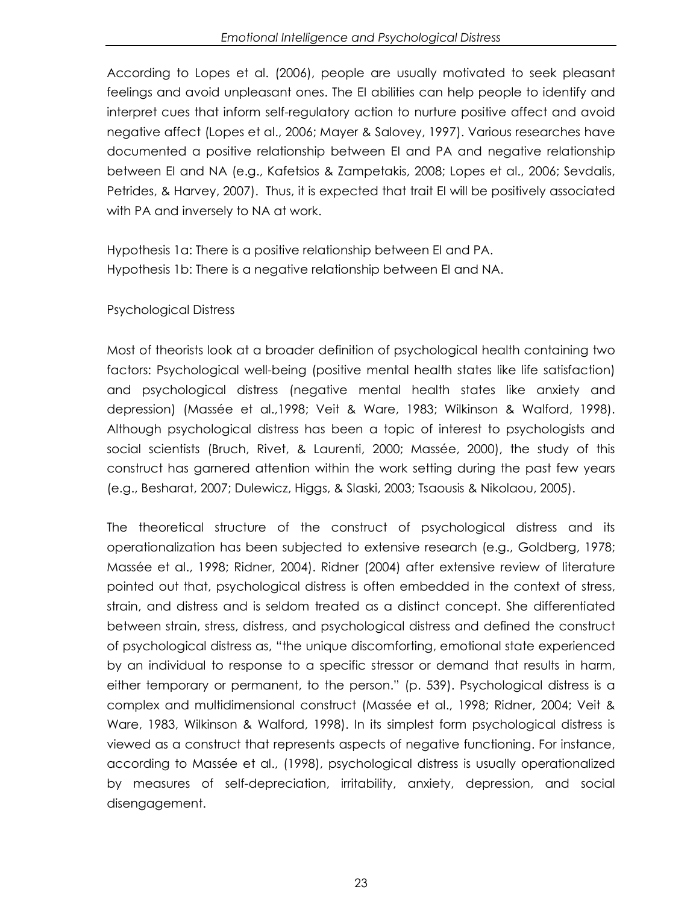According to Lopes et al. (2006), people are usually motivated to seek pleasant feelings and avoid unpleasant ones. The EI abilities can help people to identify and interpret cues that inform self-regulatory action to nurture positive affect and avoid negative affect (Lopes et al., 2006; Mayer & Salovey, 1997). Various researches have documented a positive relationship between EI and PA and negative relationship between EI and NA (e.g., Kafetsios & Zampetakis, 2008; Lopes et al., 2006; Sevdalis, Petrides, & Harvey, 2007). Thus, it is expected that trait EI will be positively associated with PA and inversely to NA at work.

Hypothesis 1a: There is a positive relationship between EI and PA.
Hypothesis 1b: There is a negative relationship between EI and NA.

## Psychological Distress

Most of theorists look at a broader definition of psychological health containing two factors: Psychological well-being (positive mental health states like life satisfaction) and psychological distress (negative mental health states like anxiety and depression) (Massée et al.,1998; Veit & Ware, 1983; Wilkinson & Walford, 1998). Although psychological distress has been a topic of interest to psychologists and social scientists (Bruch, Rivet, & Laurenti, 2000; Massée, 2000), the study of this construct has garnered attention within the work setting during the past few years (e.g., Besharat, 2007; Dulewicz, Higgs, & Slaski, 2003; Tsaousis & Nikolaou, 2005).

The theoretical structure of the construct of psychological distress and its operationalization has been subjected to extensive research (e.g., Goldberg, 1978; Massée et al., 1998; Ridner, 2004). Ridner (2004) after extensive review of literature pointed out that, psychological distress is often embedded in the context of stress, strain, and distress and is seldom treated as a distinct concept. She differentiated between strain, stress, distress, and psychological distress and defined the construct of psychological distress as, "the unique discomforting, emotional state experienced by an individual to response to a specific stressor or demand that results in harm, either temporary or permanent, to the person." (p. 539). Psychological distress is a complex and multidimensional construct (Massée et al., 1998; Ridner, 2004; Veit & Ware, 1983, Wilkinson & Walford, 1998). In its simplest form psychological distress is viewed as a construct that represents aspects of negative functioning. For instance, according to Massée et al., (1998), psychological distress is usually operationalized by measures of self-depreciation, irritability, anxiety, depression, and social disengagement.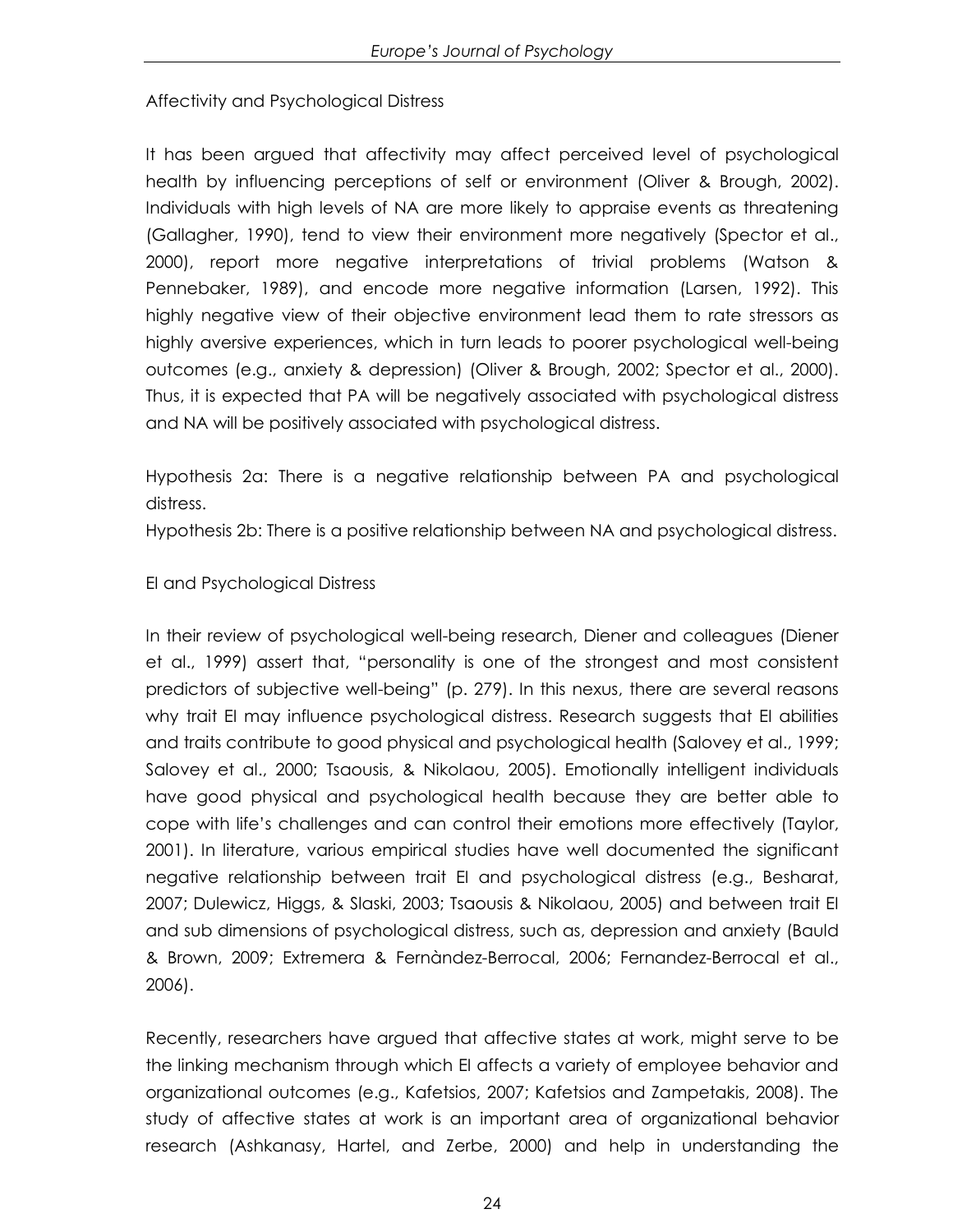## Affectivity and Psychological Distress

It has been argued that affectivity may affect perceived level of psychological health by influencing perceptions of self or environment (Oliver & Brough, 2002). Individuals with high levels of NA are more likely to appraise events as threatening (Gallagher, 1990), tend to view their environment more negatively (Spector et al., 2000), report more negative interpretations of trivial problems (Watson & Pennebaker, 1989), and encode more negative information (Larsen, 1992). This highly negative view of their objective environment lead them to rate stressors as highly aversive experiences, which in turn leads to poorer psychological well-being outcomes (e.g., anxiety & depression) (Oliver & Brough, 2002; Spector et al., 2000). Thus, it is expected that PA will be negatively associated with psychological distress and NA will be positively associated with psychological distress.

Hypothesis 2a: There is a negative relationship between PA and psychological distress.
Hypothesis 2b: There is a positive relationship between NA and psychological distress.

## EI and Psychological Distress

In their review of psychological well-being research, Diener and colleagues (Diener et al., 1999) assert that, "personality is one of the strongest and most consistent predictors of subjective well-being" (p. 279). In this nexus, there are several reasons why trait EI may influence psychological distress. Research suggests that EI abilities and traits contribute to good physical and psychological health (Salovey et al., 1999; Salovey et al., 2000; Tsaousis, & Nikolaou, 2005). Emotionally intelligent individuals have good physical and psychological health because they are better able to cope with life's challenges and can control their emotions more effectively (Taylor, 2001). In literature, various empirical studies have well documented the significant negative relationship between trait EI and psychological distress (e.g., Besharat, 2007; Dulewicz, Higgs, & Slaski, 2003; Tsaousis & Nikolaou, 2005) and between trait EI and sub dimensions of psychological distress, such as, depression and anxiety (Bauld & Brown, 2009; Extremera & Fernàndez-Berrocal, 2006; Fernandez-Berrocal et al., 2006).

Recently, researchers have argued that affective states at work, might serve to be the linking mechanism through which EI affects a variety of employee behavior and organizational outcomes (e.g., Kafetsios, 2007; Kafetsios and Zampetakis, 2008). The study of affective states at work is an important area of organizational behavior research (Ashkanasy, Hartel, and Zerbe, 2000) and help in understanding the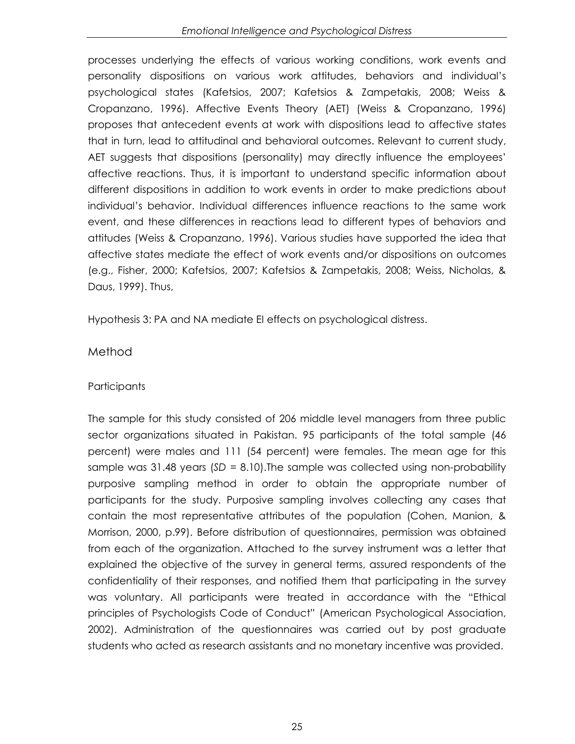processes underlying the effects of various working conditions, work events and personality dispositions on various work attitudes, behaviors and individual's psychological states (Kafetsios, 2007; Kafetsios & Zampetakis, 2008; Weiss & Cropanzano, 1996). Affective Events Theory (AET) (Weiss & Cropanzano, 1996) proposes that antecedent events at work with dispositions lead to affective states that in turn, lead to attitudinal and behavioral outcomes. Relevant to current study, AET suggests that dispositions (personality) may directly influence the employees' affective reactions. Thus, it is important to understand specific information about different dispositions in addition to work events in order to make predictions about individual's behavior. Individual differences influence reactions to the same work event, and these differences in reactions lead to different types of behaviors and attitudes (Weiss & Cropanzano, 1996). Various studies have supported the idea that affective states mediate the effect of work events and/or dispositions on outcomes (e.g., Fisher, 2000; Kafetsios, 2007; Kafetsios & Zampetakis, 2008; Weiss, Nicholas, & Daus, 1999). Thus,

Hypothesis 3: PA and NA mediate EI effects on psychological distress.

## Method

### Participants

The sample for this study consisted of 206 middle level managers from three public sector organizations situated in Pakistan. 95 participants of the total sample (46 percent) were males and 111 (54 percent) were females. The mean age for this sample was 31.48 years (*SD* = 8.10).The sample was collected using non-probability purposive sampling method in order to obtain the appropriate number of participants for the study. Purposive sampling involves collecting any cases that contain the most representative attributes of the population (Cohen, Manion, & Morrison, 2000, p.99). Before distribution of questionnaires, permission was obtained from each of the organization. Attached to the survey instrument was a letter that explained the objective of the survey in general terms, assured respondents of the confidentiality of their responses, and notified them that participating in the survey was voluntary. All participants were treated in accordance with the "Ethical principles of Psychologists Code of Conduct" (American Psychological Association, 2002). Administration of the questionnaires was carried out by post graduate students who acted as research assistants and no monetary incentive was provided.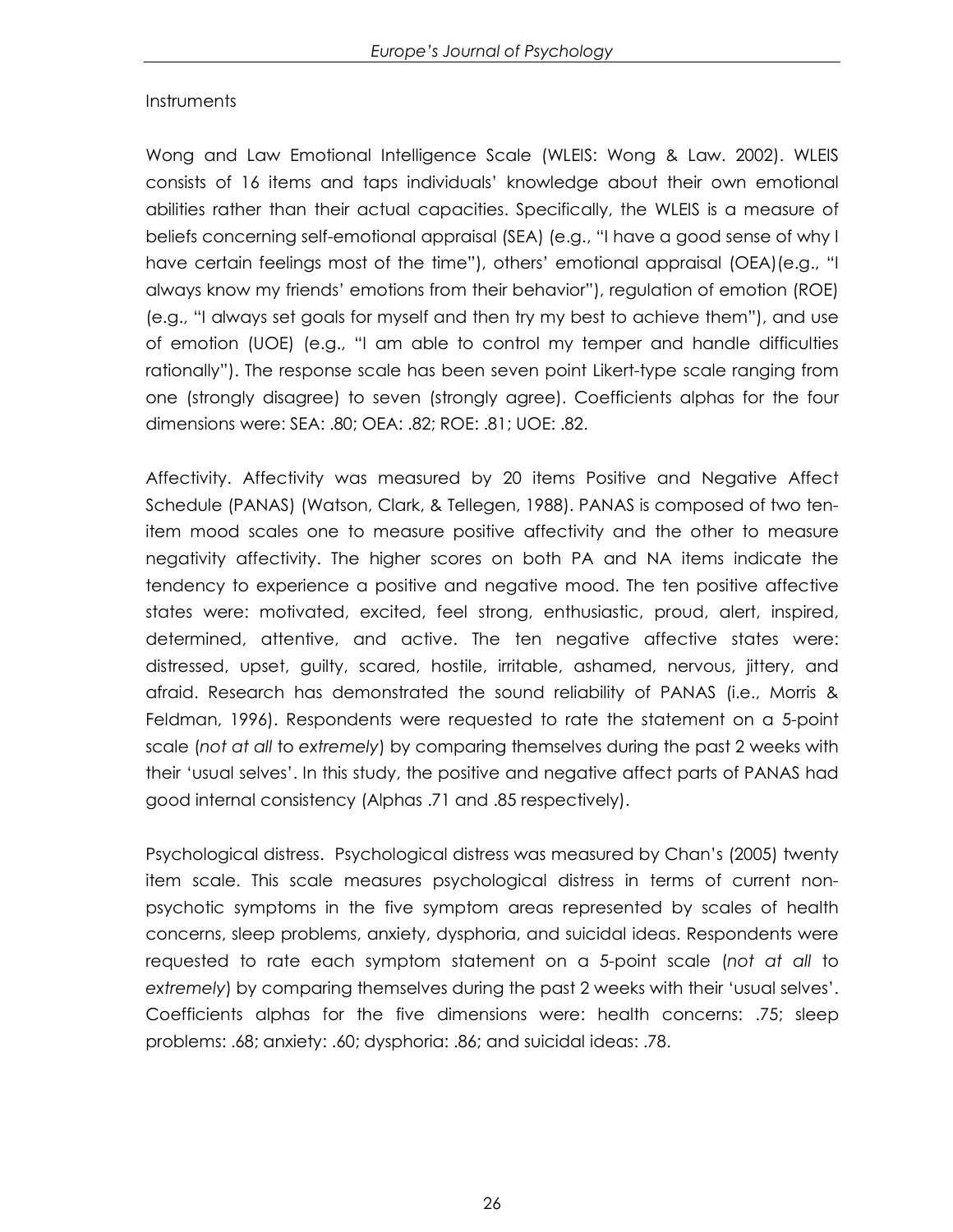Instruments

Wong and Law Emotional Intelligence Scale (WLEIS: Wong & Law. 2002). WLEIS consists of 16 items and taps individuals' knowledge about their own emotional abilities rather than their actual capacities. Specifically, the WLEIS is a measure of beliefs concerning self-emotional appraisal (SEA) (e.g., "I have a good sense of why I have certain feelings most of the time"), others' emotional appraisal (OEA)(e.g., "I always know my friends' emotions from their behavior"), regulation of emotion (ROE) (e.g., "I always set goals for myself and then try my best to achieve them"), and use of emotion (UOE) (e.g., "I am able to control my temper and handle difficulties rationally"). The response scale has been seven point Likert-type scale ranging from one (strongly disagree) to seven (strongly agree). Coefficients alphas for the four dimensions were: SEA: .80; OEA: .82; ROE: .81; UOE: .82.

Affectivity. Affectivity was measured by 20 items Positive and Negative Affect Schedule (PANAS) (Watson, Clark, & Tellegen, 1988). PANAS is composed of two ten-item mood scales one to measure positive affectivity and the other to measure negativity affectivity. The higher scores on both PA and NA items indicate the tendency to experience a positive and negative mood. The ten positive affective states were: motivated, excited, feel strong, enthusiastic, proud, alert, inspired, determined, attentive, and active. The ten negative affective states were: distressed, upset, guilty, scared, hostile, irritable, ashamed, nervous, jittery, and afraid. Research has demonstrated the sound reliability of PANAS (i.e., Morris & Feldman, 1996). Respondents were requested to rate the statement on a 5-point scale (*not at all* to *extremely*) by comparing themselves during the past 2 weeks with their 'usual selves'. In this study, the positive and negative affect parts of PANAS had good internal consistency (Alphas .71 and .85 respectively).

Psychological distress. Psychological distress was measured by Chan's (2005) twenty item scale. This scale measures psychological distress in terms of current non-psychotic symptoms in the five symptom areas represented by scales of health concerns, sleep problems, anxiety, dysphoria, and suicidal ideas. Respondents were requested to rate each symptom statement on a 5-point scale (*not at all* to *extremely*) by comparing themselves during the past 2 weeks with their 'usual selves'. Coefficients alphas for the five dimensions were: health concerns: .75; sleep problems: .68; anxiety: .60; dysphoria: .86; and suicidal ideas: .78.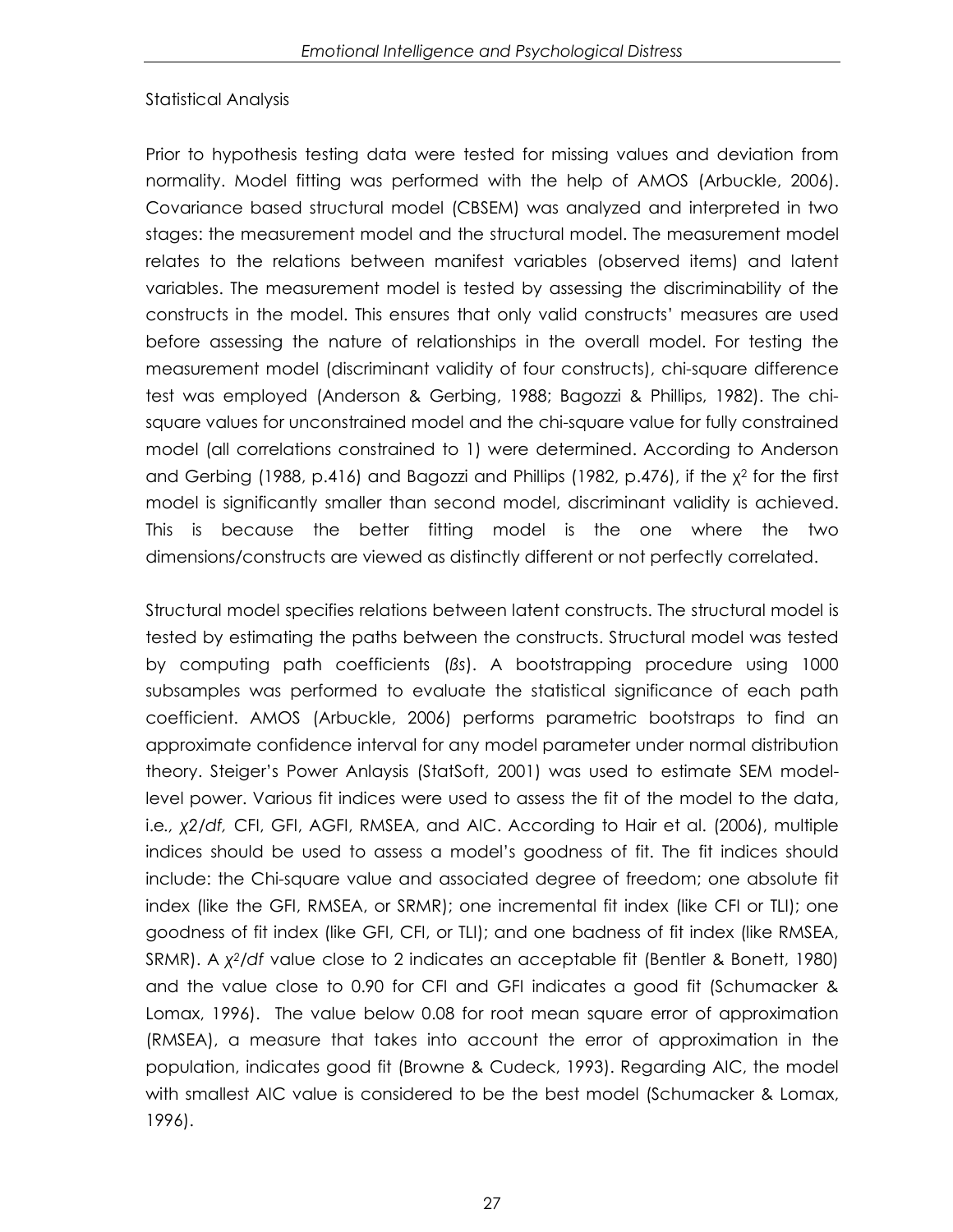## Statistical Analysis

Prior to hypothesis testing data were tested for missing values and deviation from normality. Model fitting was performed with the help of AMOS (Arbuckle, 2006). Covariance based structural model (CBSEM) was analyzed and interpreted in two stages: the measurement model and the structural model. The measurement model relates to the relations between manifest variables (observed items) and latent variables. The measurement model is tested by assessing the discriminability of the constructs in the model. This ensures that only valid constructs' measures are used before assessing the nature of relationships in the overall model. For testing the measurement model (discriminant validity of four constructs), chi-square difference test was employed (Anderson & Gerbing, 1988; Bagozzi & Phillips, 1982). The chi-square values for unconstrained model and the chi-square value for fully constrained model (all correlations constrained to 1) were determined. According to Anderson and Gerbing (1988, p.416) and Bagozzi and Phillips (1982, p.476), if the $\chi^2$ for the first model is significantly smaller than second model, discriminant validity is achieved. This is because the better fitting model is the one where the two dimensions/constructs are viewed as distinctly different or not perfectly correlated.

Structural model specifies relations between latent constructs. The structural model is tested by estimating the paths between the constructs. Structural model was tested by computing path coefficients (*ßs*). A bootstrapping procedure using 1000 subsamples was performed to evaluate the statistical significance of each path coefficient. AMOS (Arbuckle, 2006) performs parametric bootstraps to find an approximate confidence interval for any model parameter under normal distribution theory. Steiger's Power Anlaysis (StatSoft, 2001) was used to estimate SEM model-level power. Various fit indices were used to assess the fit of the model to the data, i.e., $\chi2/df$, CFI, GFI, AGFI, RMSEA, and AIC. According to Hair et al. (2006), multiple indices should be used to assess a model's goodness of fit. The fit indices should include: the Chi-square value and associated degree of freedom; one absolute fit index (like the GFI, RMSEA, or SRMR); one incremental fit index (like CFI or TLI); one goodness of fit index (like GFI, CFI, or TLI); and one badness of fit index (like RMSEA, SRMR). A $\chi^2/df$ value close to 2 indicates an acceptable fit (Bentler & Bonett, 1980) and the value close to 0.90 for CFI and GFI indicates a good fit (Schumacker & Lomax, 1996). The value below 0.08 for root mean square error of approximation (RMSEA), a measure that takes into account the error of approximation in the population, indicates good fit (Browne & Cudeck, 1993). Regarding AIC, the model with smallest AIC value is considered to be the best model (Schumacker & Lomax, 1996).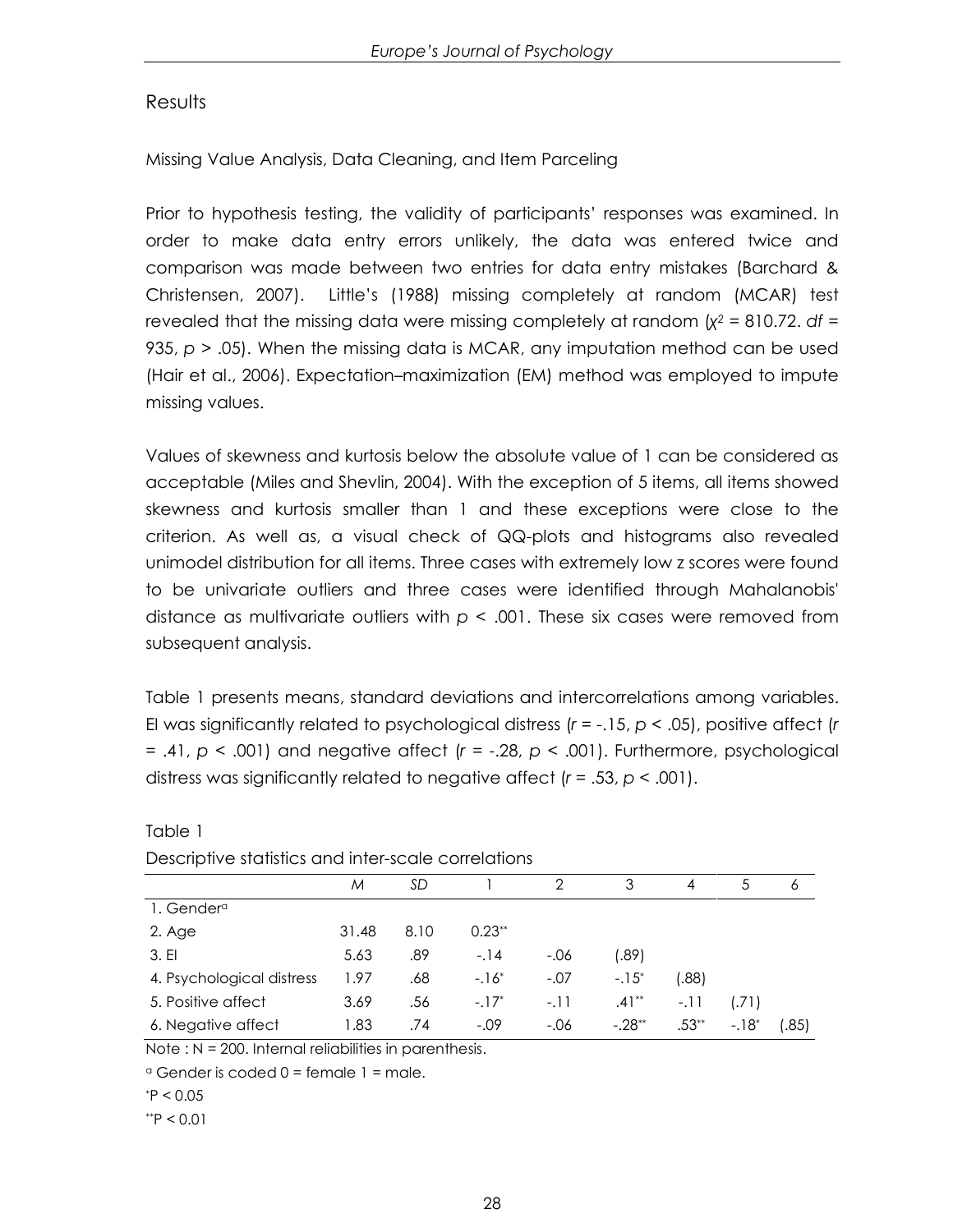## Results

### Missing Value Analysis, Data Cleaning, and Item Parceling

Prior to hypothesis testing, the validity of participants' responses was examined. In order to make data entry errors unlikely, the data was entered twice and comparison was made between two entries for data entry mistakes (Barchard & Christensen, 2007). Little's (1988) missing completely at random (MCAR) test revealed that the missing data were missing completely at random ($\chi^2 = 810.72$. $df = 935$, $p > .05$). When the missing data is MCAR, any imputation method can be used (Hair et al., 2006). Expectation–maximization (EM) method was employed to impute missing values.

Values of skewness and kurtosis below the absolute value of 1 can be considered as acceptable (Miles and Shevlin, 2004). With the exception of 5 items, all items showed skewness and kurtosis smaller than 1 and these exceptions were close to the criterion. As well as, a visual check of QQ-plots and histograms also revealed unimodel distribution for all items. Three cases with extremely low z scores were found to be univariate outliers and three cases were identified through Mahalanobis' distance as multivariate outliers with $p < .001$. These six cases were removed from subsequent analysis.

Table 1 presents means, standard deviations and intercorrelations among variables. EI was significantly related to psychological distress ($r = -.15$, $p < .05$), positive affect ($r = .41$, $p < .001$) and negative affect ($r = -.28$, $p < .001$). Furthermore, psychological distress was significantly related to negative affect ($r = .53$, $p < .001$).

Table 1

Descriptive statistics and inter-scale correlations

| | *M* | *SD* | 1 | 2 | 3 | 4 | 5 | 6 |
|---|---|---|---|---|---|---|---|---|
| 1. Gender[a] | | | | | | | | |
| 2. Age | 31.48 | 8.10 | 0.23** | | | | | |
| 3. EI | 5.63 | .89 | -.14 | -.06 | (.89) | | | |
| 4. Psychological distress | 1.97 | .68 | -.16* | -.07 | -.15* | (.88) | | |
| 5. Positive affect | 3.69 | .56 | -.17* | -.11 | .41** | -.11 | (.71) | |
| 6. Negative affect | 1.83 | .74 | -.09 | -.06 | -.28** | .53** | -.18* | (.85) |

Note : N = 200. Internal reliabilities in parenthesis.

[a] Gender is coded 0 = female 1 = male.

*P < 0.05

**P < 0.01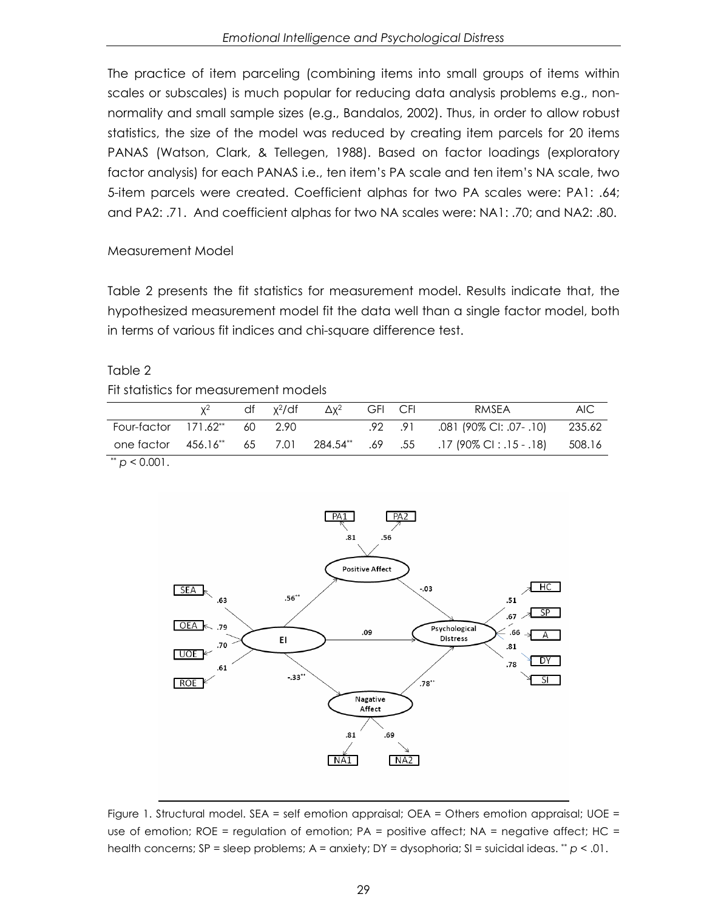The practice of item parceling (combining items into small groups of items within scales or subscales) is much popular for reducing data analysis problems e.g., non-normality and small sample sizes (e.g., Bandalos, 2002). Thus, in order to allow robust statistics, the size of the model was reduced by creating item parcels for 20 items PANAS (Watson, Clark, & Tellegen, 1988). Based on factor loadings (exploratory factor analysis) for each PANAS i.e., ten item's PA scale and ten item's NA scale, two 5-item parcels were created. Coefficient alphas for two PA scales were: PA1: .64; and PA2: .71. And coefficient alphas for two NA scales were: NA1: .70; and NA2: .80.

Measurement Model

Table 2 presents the fit statistics for measurement model. Results indicate that, the hypothesized measurement model fit the data well than a single factor model, both in terms of various fit indices and chi-square difference test.

Table 2

Fit statistics for measurement models

| | $\chi^2$ | df | $\chi^2$/df | $\Delta\chi^2$ | GFI | CFI | RMSEA | AIC |
|---|---|---|---|---|---|---|---|---|
| Four-factor | 171.62** | 60 | 2.90 | | .92 | .91 | .081 (90% CI: .07- .10) | 235.62 |
| one factor | 456.16** | 65 | 7.01 | 284.54** | .69 | .55 | .17 (90% CI : .15 - .18) | 508.16 |

** $p < 0.001$.

Figure 1. Structural model. SEA = self emotion appraisal; OEA = Others emotion appraisal; UOE = use of emotion; ROE = regulation of emotion; PA = positive affect; NA = negative affect; HC = health concerns; SP = sleep problems; A = anxiety; DY = dysophoria; SI = suicidal ideas. ** $p < .01$.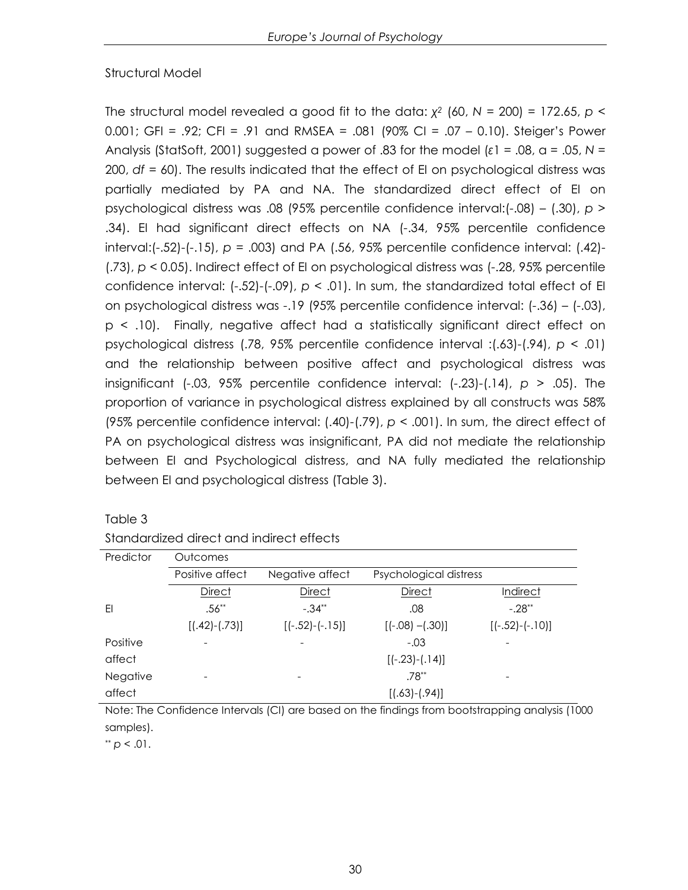Structural Model

The structural model revealed a good fit to the data: $\chi^2$ (60, $N$ = 200) = 172.65, $p$ < 0.001; GFI = .92; CFI = .91 and RMSEA = .081 (90% CI = .07 – 0.10). Steiger's Power Analysis (StatSoft, 2001) suggested a power of .83 for the model ($\varepsilon 1$ = .08, $\alpha$ = .05, $N$ = 200, $df$ = 60). The results indicated that the effect of EI on psychological distress was partially mediated by PA and NA. The standardized direct effect of EI on psychological distress was .08 (95% percentile confidence interval:(-.08) – (.30), $p$ > .34). EI had significant direct effects on NA (-.34, 95% percentile confidence interval:(-.52)-(-.15), $p$ = .003) and PA (.56, 95% percentile confidence interval: (.42)-(.73), $p$ < 0.05). Indirect effect of EI on psychological distress was (-.28, 95% percentile confidence interval: (-.52)-(-.09), $p$ < .01). In sum, the standardized total effect of EI on psychological distress was -.19 (95% percentile confidence interval: (-.36) – (-.03), p < .10). Finally, negative affect had a statistically significant direct effect on psychological distress (.78, 95% percentile confidence interval :(.63)-(.94), $p$ < .01) and the relationship between positive affect and psychological distress was insignificant (-.03, 95% percentile confidence interval: (-.23)-(.14), $p$ > .05). The proportion of variance in psychological distress explained by all constructs was 58% (95% percentile confidence interval: (.40)-(.79), $p$ < .001). In sum, the direct effect of PA on psychological distress was insignificant, PA did not mediate the relationship between EI and Psychological distress, and NA fully mediated the relationship between EI and psychological distress (Table 3).

Table 3

Standardized direct and indirect effects

| Predictor | Outcomes | | | |
|---|---|---|---|---|
| | Positive affect | Negative affect | Psychological distress | |
| | Direct | Direct | Direct | Indirect |
| EI | .56** | -.34** | .08 | -.28** |
| | [(.42)-(.73)] | [(-.52)-(-.15)] | [(-.08) –(.30)] | [(-.52)-(-.10)] |
| Positive affect | - | - | -.03 | - |
| | | | [(-.23)-(.14)] | |
| Negative affect | - | - | .78** | - |
| | | | [(.63)-(.94)] | |

Note: The Confidence Intervals (CI) are based on the findings from bootstrapping analysis (1000 samples).

** $p$ < .01.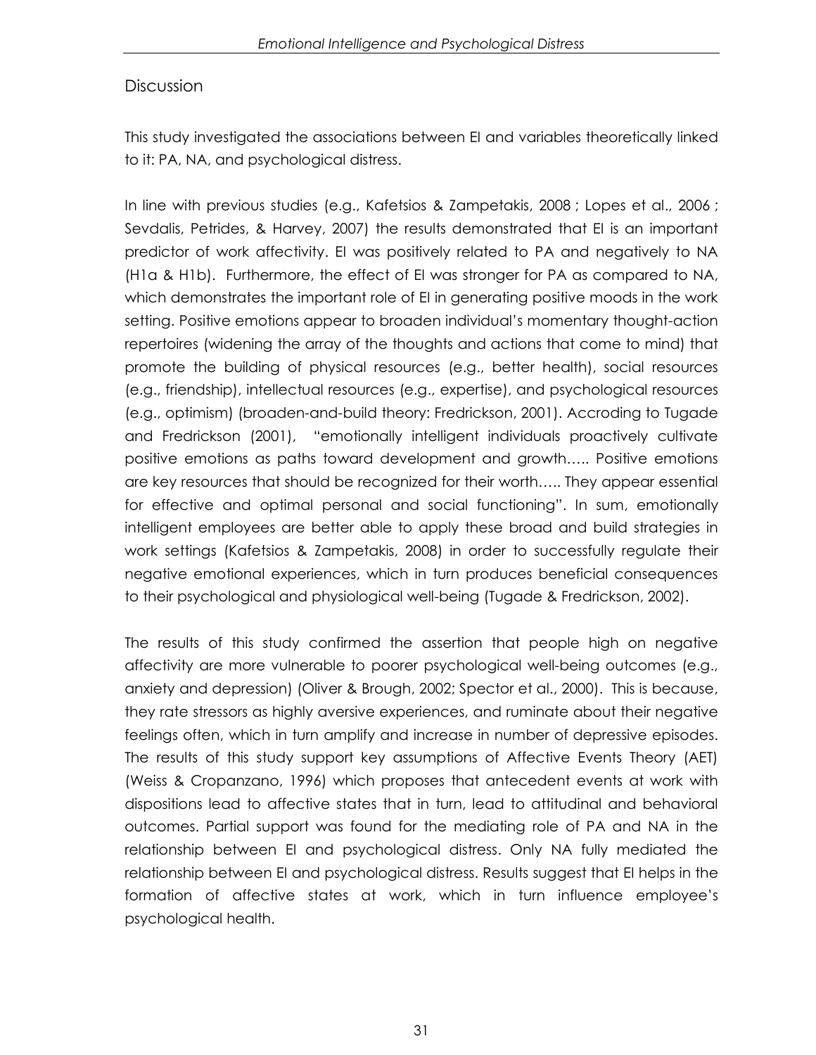## Discussion

This study investigated the associations between EI and variables theoretically linked to it: PA, NA, and psychological distress.

In line with previous studies (e.g., Kafetsios & Zampetakis, 2008 ; Lopes et al., 2006 ; Sevdalis, Petrides, & Harvey, 2007) the results demonstrated that EI is an important predictor of work affectivity. EI was positively related to PA and negatively to NA (H1a & H1b). Furthermore, the effect of EI was stronger for PA as compared to NA, which demonstrates the important role of EI in generating positive moods in the work setting. Positive emotions appear to broaden individual's momentary thought-action repertoires (widening the array of the thoughts and actions that come to mind) that promote the building of physical resources (e.g., better health), social resources (e.g., friendship), intellectual resources (e.g., expertise), and psychological resources (e.g., optimism) (broaden-and-build theory: Fredrickson, 2001). Accroding to Tugade and Fredrickson (2001), "emotionally intelligent individuals proactively cultivate positive emotions as paths toward development and growth….. Positive emotions are key resources that should be recognized for their worth….. They appear essential for effective and optimal personal and social functioning". In sum, emotionally intelligent employees are better able to apply these broad and build strategies in work settings (Kafetsios & Zampetakis, 2008) in order to successfully regulate their negative emotional experiences, which in turn produces beneficial consequences to their psychological and physiological well-being (Tugade & Fredrickson, 2002).

The results of this study confirmed the assertion that people high on negative affectivity are more vulnerable to poorer psychological well-being outcomes (e.g., anxiety and depression) (Oliver & Brough, 2002; Spector et al., 2000). This is because, they rate stressors as highly aversive experiences, and ruminate about their negative feelings often, which in turn amplify and increase in number of depressive episodes. The results of this study support key assumptions of Affective Events Theory (AET) (Weiss & Cropanzano, 1996) which proposes that antecedent events at work with dispositions lead to affective states that in turn, lead to attitudinal and behavioral outcomes. Partial support was found for the mediating role of PA and NA in the relationship between EI and psychological distress. Only NA fully mediated the relationship between EI and psychological distress. Results suggest that EI helps in the formation of affective states at work, which in turn influence employee's psychological health.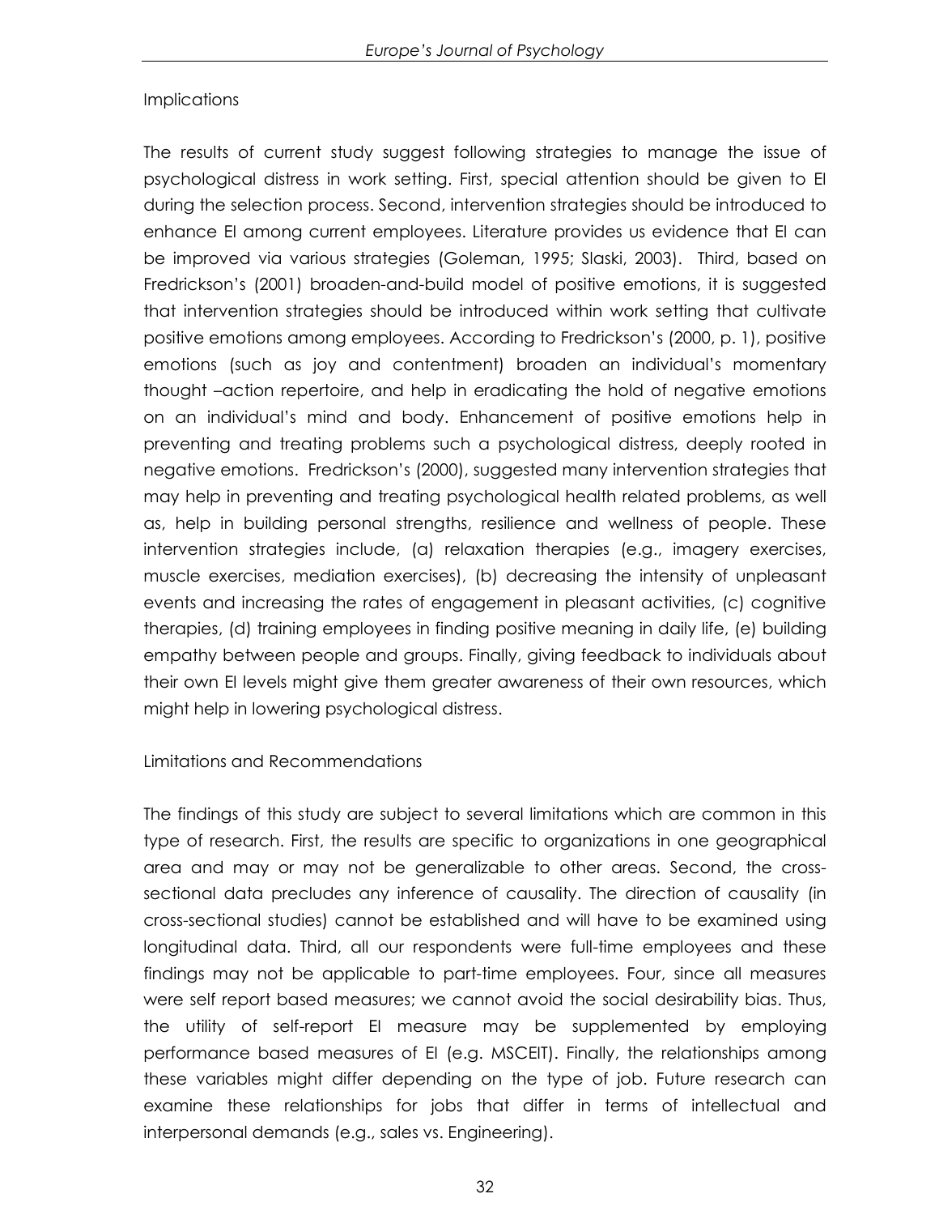## Implications

The results of current study suggest following strategies to manage the issue of psychological distress in work setting. First, special attention should be given to EI during the selection process. Second, intervention strategies should be introduced to enhance EI among current employees. Literature provides us evidence that EI can be improved via various strategies (Goleman, 1995; Slaski, 2003). Third, based on Fredrickson's (2001) broaden-and-build model of positive emotions, it is suggested that intervention strategies should be introduced within work setting that cultivate positive emotions among employees. According to Fredrickson's (2000, p. 1), positive emotions (such as joy and contentment) broaden an individual's momentary thought –action repertoire, and help in eradicating the hold of negative emotions on an individual's mind and body. Enhancement of positive emotions help in preventing and treating problems such a psychological distress, deeply rooted in negative emotions. Fredrickson's (2000), suggested many intervention strategies that may help in preventing and treating psychological health related problems, as well as, help in building personal strengths, resilience and wellness of people. These intervention strategies include, (a) relaxation therapies (e.g., imagery exercises, muscle exercises, mediation exercises), (b) decreasing the intensity of unpleasant events and increasing the rates of engagement in pleasant activities, (c) cognitive therapies, (d) training employees in finding positive meaning in daily life, (e) building empathy between people and groups. Finally, giving feedback to individuals about their own EI levels might give them greater awareness of their own resources, which might help in lowering psychological distress.

## Limitations and Recommendations

The findings of this study are subject to several limitations which are common in this type of research. First, the results are specific to organizations in one geographical area and may or may not be generalizable to other areas. Second, the cross-sectional data precludes any inference of causality. The direction of causality (in cross-sectional studies) cannot be established and will have to be examined using longitudinal data. Third, all our respondents were full-time employees and these findings may not be applicable to part-time employees. Four, since all measures were self report based measures; we cannot avoid the social desirability bias. Thus, the utility of self-report EI measure may be supplemented by employing performance based measures of EI (e.g. MSCEIT). Finally, the relationships among these variables might differ depending on the type of job. Future research can examine these relationships for jobs that differ in terms of intellectual and interpersonal demands (e.g., sales vs. Engineering).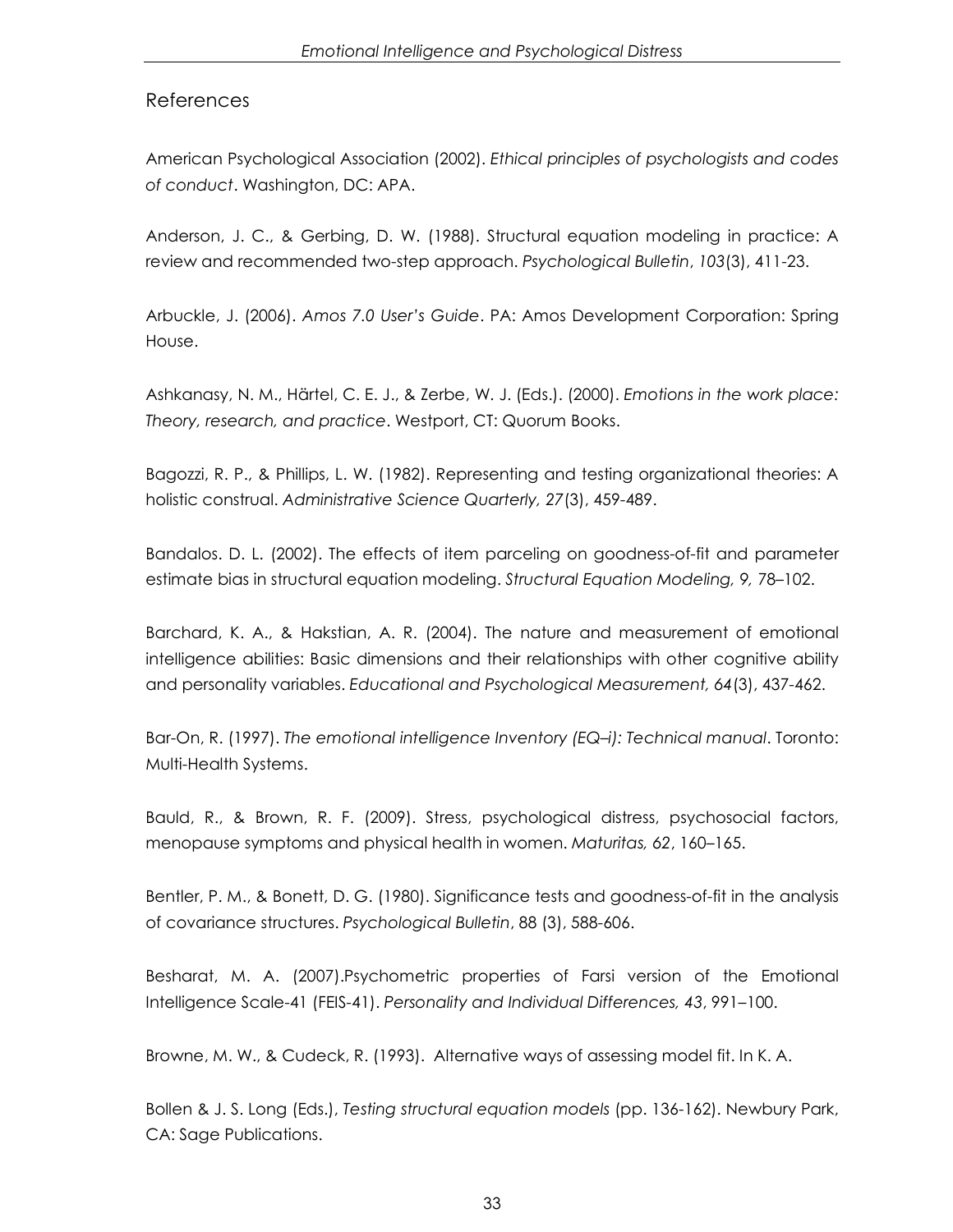## References

American Psychological Association (2002). *Ethical principles of psychologists and codes of conduct*. Washington, DC: APA.

Anderson, J. C., & Gerbing, D. W. (1988). Structural equation modeling in practice: A review and recommended two-step approach. *Psychological Bulletin*, *103*(3), 411-23.

Arbuckle, J. (2006). *Amos 7.0 User's Guide*. PA: Amos Development Corporation: Spring House.

Ashkanasy, N. M., Härtel, C. E. J., & Zerbe, W. J. (Eds.). (2000). *Emotions in the work place: Theory, research, and practice*. Westport, CT: Quorum Books.

Bagozzi, R. P., & Phillips, L. W. (1982). Representing and testing organizational theories: A holistic construal. *Administrative Science Quarterly, 27*(3), 459-489.

Bandalos. D. L. (2002). The effects of item parceling on goodness-of-fit and parameter estimate bias in structural equation modeling. *Structural Equation Modeling, 9,* 78–102.

Barchard, K. A., & Hakstian, A. R. (2004). The nature and measurement of emotional intelligence abilities: Basic dimensions and their relationships with other cognitive ability and personality variables. *Educational and Psychological Measurement, 64*(3), 437-462.

Bar-On, R. (1997). *The emotional intelligence Inventory (EQ–i): Technical manual*. Toronto: Multi-Health Systems.

Bauld, R., & Brown, R. F. (2009). Stress, psychological distress, psychosocial factors, menopause symptoms and physical health in women. *Maturitas, 62*, 160–165.

Bentler, P. M., & Bonett, D. G. (1980). Significance tests and goodness-of-fit in the analysis of covariance structures. *Psychological Bulletin*, 88 (3), 588-606.

Besharat, M. A. (2007).Psychometric properties of Farsi version of the Emotional Intelligence Scale-41 (FEIS-41). *Personality and Individual Differences, 43*, 991–100.

Browne, M. W., & Cudeck, R. (1993). Alternative ways of assessing model fit. In K. A.

Bollen & J. S. Long (Eds.), *Testing structural equation models* (pp. 136-162). Newbury Park, CA: Sage Publications.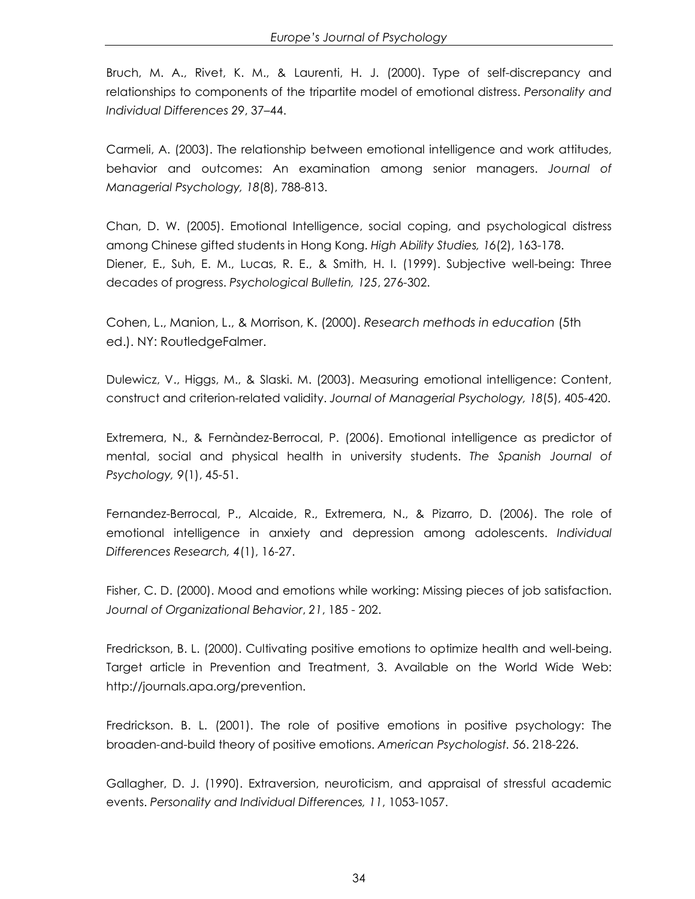Bruch, M. A., Rivet, K. M., & Laurenti, H. J. (2000). Type of self-discrepancy and relationships to components of the tripartite model of emotional distress. *Personality and Individual Differences 29*, 37–44.

Carmeli, A. (2003). The relationship between emotional intelligence and work attitudes, behavior and outcomes: An examination among senior managers. *Journal of Managerial Psychology, 18*(8), 788-813.

Chan, D. W. (2005). Emotional Intelligence, social coping, and psychological distress among Chinese gifted students in Hong Kong. *High Ability Studies, 16*(2), 163-178.
Diener, E., Suh, E. M., Lucas, R. E., & Smith, H. I. (1999). Subjective well-being: Three decades of progress. *Psychological Bulletin, 125*, 276-302.

Cohen, L., Manion, L., & Morrison, K. (2000). *Research methods in education* (5th ed.). NY: RoutledgeFalmer.

Dulewicz, V., Higgs, M., & Slaski. M. (2003). Measuring emotional intelligence: Content, construct and criterion-related validity. *Journal of Managerial Psychology, 18*(5), 405-420.

Extremera, N., & Fernàndez-Berrocal, P. (2006). Emotional intelligence as predictor of mental, social and physical health in university students. *The Spanish Journal of Psychology, 9*(1), 45-51.

Fernandez-Berrocal, P., Alcaide, R., Extremera, N., & Pizarro, D. (2006). The role of emotional intelligence in anxiety and depression among adolescents. *Individual Differences Research, 4*(1), 16-27.

Fisher, C. D. (2000). Mood and emotions while working: Missing pieces of job satisfaction. *Journal of Organizational Behavior*, *21*, 185 - 202.

Fredrickson, B. L. (2000). Cultivating positive emotions to optimize health and well-being. Target article in Prevention and Treatment, 3. Available on the World Wide Web: http://journals.apa.org/prevention.

Fredrickson. B. L. (2001). The role of positive emotions in positive psychology: The broaden-and-build theory of positive emotions. *American Psychologist. 56*. 218-226.

Gallagher, D. J. (1990). Extraversion, neuroticism, and appraisal of stressful academic events. *Personality and Individual Differences, 11*, 1053-1057.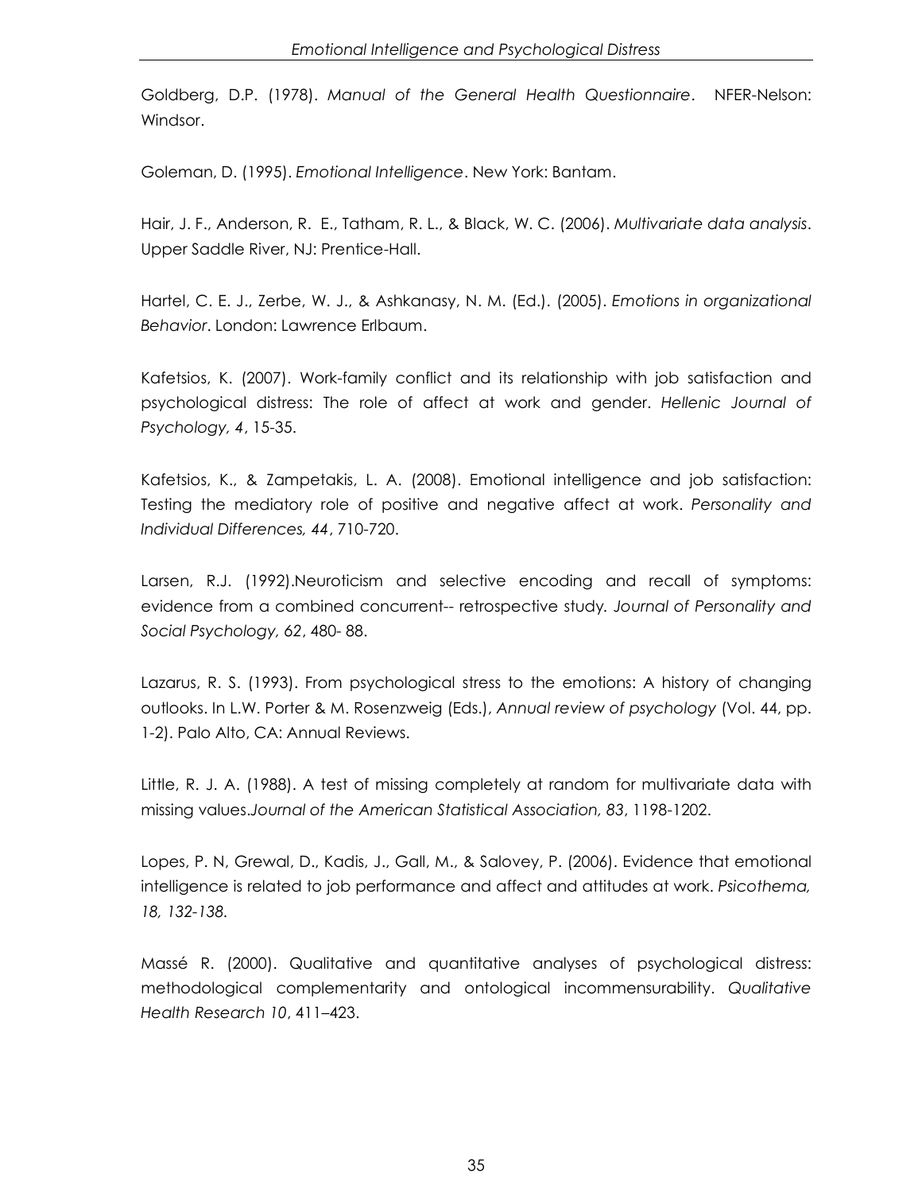Goldberg, D.P. (1978). *Manual of the General Health Questionnaire*. NFER-Nelson: Windsor.

Goleman, D. (1995). *Emotional Intelligence*. New York: Bantam.

Hair, J. F., Anderson, R. E., Tatham, R. L., & Black, W. C. (2006). *Multivariate data analysis*. Upper Saddle River, NJ: Prentice-Hall.

Hartel, C. E. J., Zerbe, W. J., & Ashkanasy, N. M. (Ed.). (2005). *Emotions in organizational Behavior*. London: Lawrence Erlbaum.

Kafetsios, K. (2007). Work-family conflict and its relationship with job satisfaction and psychological distress: The role of affect at work and gender. *Hellenic Journal of Psychology, 4*, 15-35.

Kafetsios, K., & Zampetakis, L. A. (2008). Emotional intelligence and job satisfaction: Testing the mediatory role of positive and negative affect at work. *Personality and Individual Differences, 44*, 710-720.

Larsen, R.J. (1992).Neuroticism and selective encoding and recall of symptoms: evidence from a combined concurrent-- retrospective study. *Journal of Personality and Social Psychology, 62*, 480- 88.

Lazarus, R. S. (1993). From psychological stress to the emotions: A history of changing outlooks. In L.W. Porter & M. Rosenzweig (Eds.), *Annual review of psychology* (Vol. 44, pp. 1-2). Palo Alto, CA: Annual Reviews.

Little, R. J. A. (1988). A test of missing completely at random for multivariate data with missing values.*Journal of the American Statistical Association, 83*, 1198-1202.

Lopes, P. N, Grewal, D., Kadis, J., Gall, M., & Salovey, P. (2006). Evidence that emotional intelligence is related to job performance and affect and attitudes at work. *Psicothema, 18, 132-138.*

Massé R. (2000). Qualitative and quantitative analyses of psychological distress: methodological complementarity and ontological incommensurability. *Qualitative Health Research 10*, 411–423.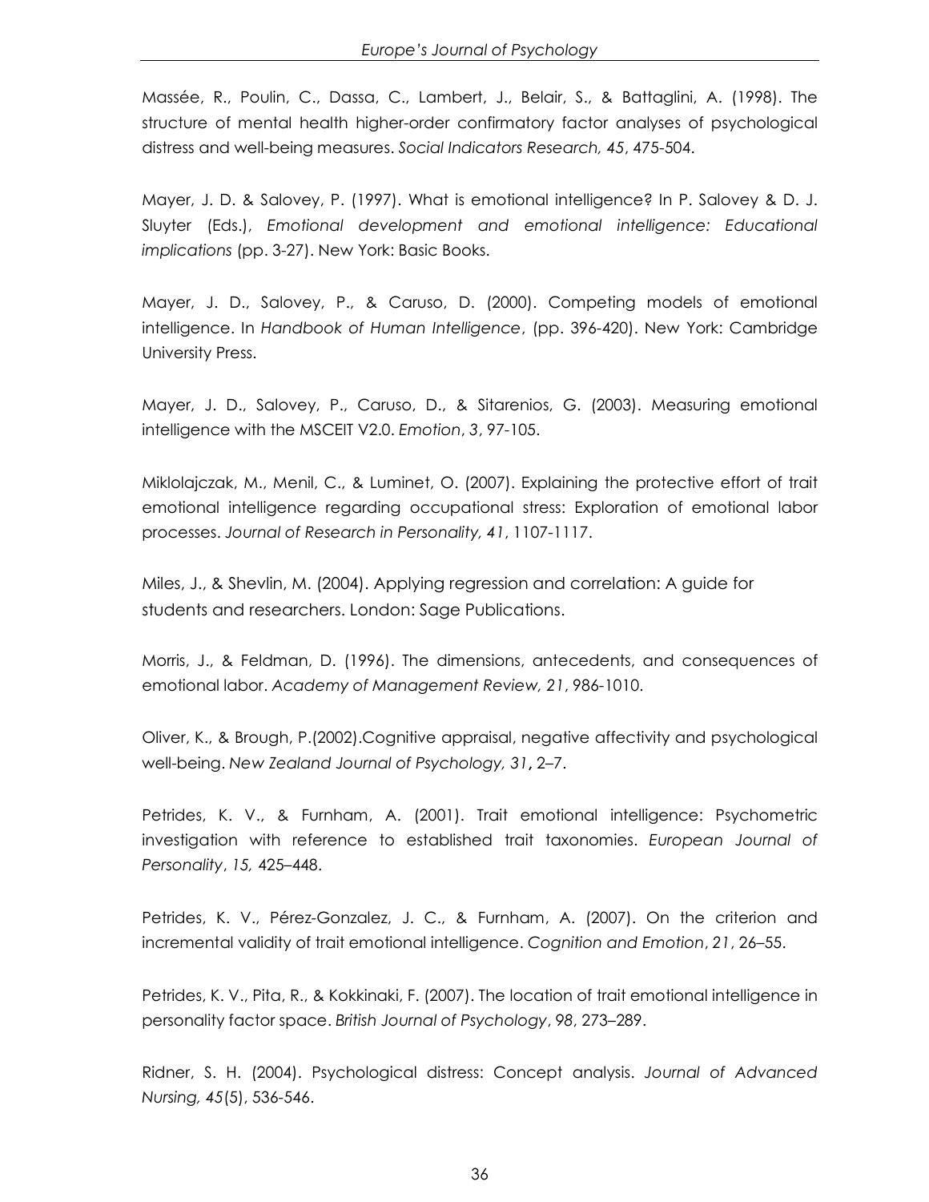Massée, R., Poulin, C., Dassa, C., Lambert, J., Belair, S., & Battaglini, A. (1998). The structure of mental health higher-order confirmatory factor analyses of psychological distress and well-being measures. *Social Indicators Research, 45*, 475-504.

Mayer, J. D. & Salovey, P. (1997). What is emotional intelligence? In P. Salovey & D. J. Sluyter (Eds.), *Emotional development and emotional intelligence: Educational implications* (pp. 3-27). New York: Basic Books.

Mayer, J. D., Salovey, P., & Caruso, D. (2000). Competing models of emotional intelligence. In *Handbook of Human Intelligence*, (pp. 396-420). New York: Cambridge University Press.

Mayer, J. D., Salovey, P., Caruso, D., & Sitarenios, G. (2003). Measuring emotional intelligence with the MSCEIT V2.0. *Emotion*, *3*, 97-105.

Miklolajczak, M., Menil, C., & Luminet, O. (2007). Explaining the protective effort of trait emotional intelligence regarding occupational stress: Exploration of emotional labor processes. *Journal of Research in Personality, 41*, 1107-1117.

Miles, J., & Shevlin, M. (2004). Applying regression and correlation: A guide for students and researchers. London: Sage Publications.

Morris, J., & Feldman, D. (1996). The dimensions, antecedents, and consequences of emotional labor. *Academy of Management Review, 21*, 986-1010.

Oliver, K., & Brough, P.(2002).Cognitive appraisal, negative affectivity and psychological well-being. *New Zealand Journal of Psychology, 31*, 2–7.

Petrides, K. V., & Furnham, A. (2001). Trait emotional intelligence: Psychometric investigation with reference to established trait taxonomies. *European Journal of Personality*, *15,* 425–448.

Petrides, K. V., Pérez-Gonzalez, J. C., & Furnham, A. (2007). On the criterion and incremental validity of trait emotional intelligence. *Cognition and Emotion*, *21*, 26–55.

Petrides, K. V., Pita, R., & Kokkinaki, F. (2007). The location of trait emotional intelligence in personality factor space. *British Journal of Psychology*, *98*, 273–289.

Ridner, S. H. (2004). Psychological distress: Concept analysis. *Journal of Advanced Nursing, 45*(5), 536-546.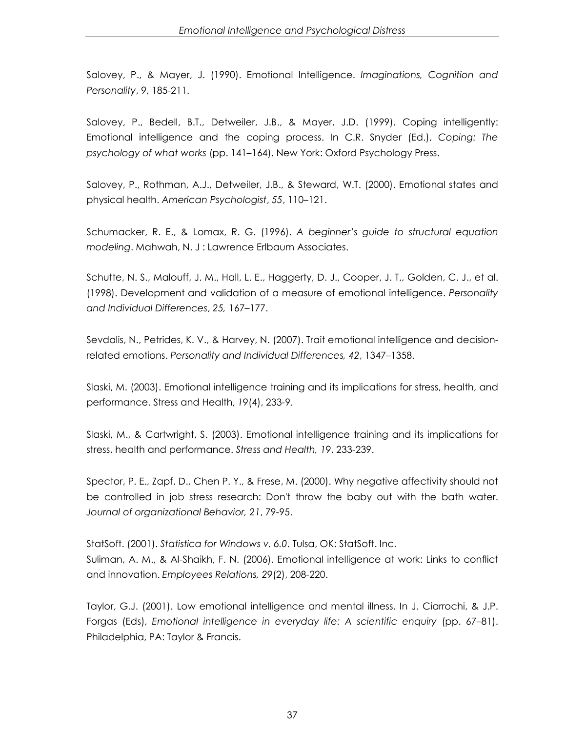Salovey, P., & Mayer, J. (1990). Emotional Intelligence. *Imaginations, Cognition and Personality*, *9*, 185-211.

Salovey, P., Bedell, B.T., Detweiler, J.B., & Mayer, J.D. (1999). Coping intelligently: Emotional intelligence and the coping process. In C.R. Snyder (Ed.), *Coping: The psychology of what works* (pp. 141–164). New York: Oxford Psychology Press.

Salovey, P., Rothman, A.J., Detweiler, J.B., & Steward, W.T. (2000). Emotional states and physical health. *American Psychologist*, *55*, 110–121.

Schumacker, R. E., & Lomax, R. G. (1996). *A beginner's guide to structural equation modeling*. Mahwah, N. J : Lawrence Erlbaum Associates.

Schutte, N. S., Malouff, J. M., Hall, L. E., Haggerty, D. J., Cooper, J. T., Golden, C. J., et al. (1998). Development and validation of a measure of emotional intelligence. *Personality and Individual Differences*, *25,* 167–177.

Sevdalis, N., Petrides, K. V., & Harvey, N. (2007). Trait emotional intelligence and decision-related emotions. *Personality and Individual Differences, 42*, 1347–1358.

Slaski, M. (2003). Emotional intelligence training and its implications for stress, health, and performance. Stress and Health, *19*(4), 233-9.

Slaski, M., & Cartwright, S. (2003). Emotional intelligence training and its implications for stress, health and performance. *Stress and Health, 19*, 233-239.

Spector, P. E., Zapf, D., Chen P. Y., & Frese, M. (2000). Why negative affectivity should not be controlled in job stress research: Don't throw the baby out with the bath water. *Journal of organizational Behavior, 21*, 79-95.

StatSoft. (2001). *Statistica for Windows v. 6.0*. Tulsa, OK: StatSoft. Inc.

Suliman, A. M., & Al-Shaikh, F. N. (2006). Emotional intelligence at work: Links to conflict and innovation. *Employees Relations, 29*(2), 208-220.

Taylor, G.J. (2001). Low emotional intelligence and mental illness. In J. Ciarrochi, & J.P. Forgas (Eds), *Emotional intelligence in everyday life: A scientific enquiry* (pp. 67–81). Philadelphia, PA: Taylor & Francis.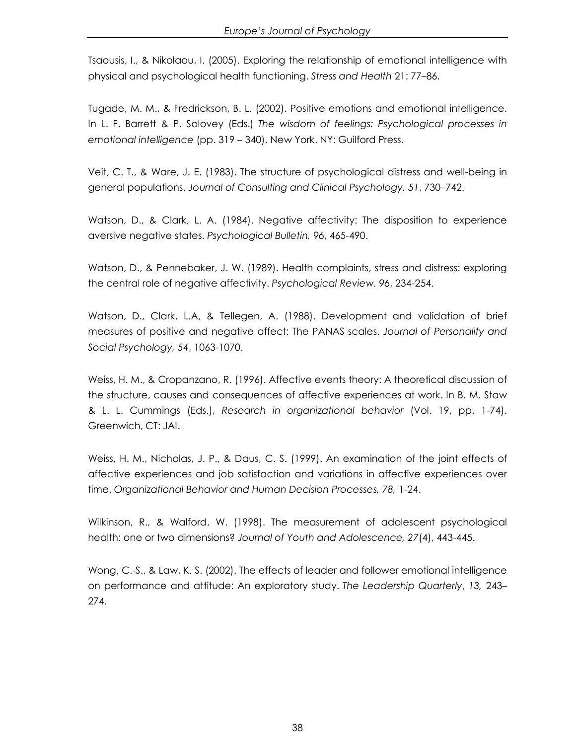Tsaousis, I., & Nikolaou, I. (2005). Exploring the relationship of emotional intelligence with physical and psychological health functioning. *Stress and Health* 21: 77–86.

Tugade, M. M., & Fredrickson, B. L. (2002). Positive emotions and emotional intelligence. In L. F. Barrett & P. Salovey (Eds.) *The wisdom of feelings: Psychological processes in emotional intelligence* (pp. 319 – 340). New York. NY: Guilford Press.

Veit, C. T., & Ware, J. E. (1983). The structure of psychological distress and well-being in general populations. *Journal of Consulting and Clinical Psychology, 51*, 730–742.

Watson, D., & Clark, L. A. (1984). Negative affectivity: The disposition to experience aversive negative states. *Psychological Bulletin, 96*, 465-490.

Watson, D., & Pennebaker, J. W. (1989). Health complaints, stress and distress: exploring the central role of negative affectivity. *Psychological Review.* 96, 234-254.

Watson, D., Clark, L.A, & Tellegen, A. (1988). Development and validation of brief measures of positive and negative affect: The PANAS scales. *Journal of Personality and Social Psychology, 54*, 1063-1070.

Weiss, H. M., & Cropanzano, R. (1996). Affective events theory: A theoretical discussion of the structure, causes and consequences of affective experiences at work. In B. M. Staw & L. L. Cummings (Eds.), *Research in organizational behavior* (Vol. 19, pp. 1-74). Greenwich, CT: JAI.

Weiss, H. M., Nicholas, J. P., & Daus, C. S. (1999). An examination of the joint effects of affective experiences and job satisfaction and variations in affective experiences over time. *Organizational Behavior and Human Decision Processes, 78,* 1-24.

Wilkinson, R., & Walford, W. (1998). The measurement of adolescent psychological health: one or two dimensions? *Journal of Youth and Adolescence, 27*(4), 443-445.

Wong, C.-S., & Law, K. S. (2002). The effects of leader and follower emotional intelligence on performance and attitude: An exploratory study. *The Leadership Quarterly*, *13,* 243–274.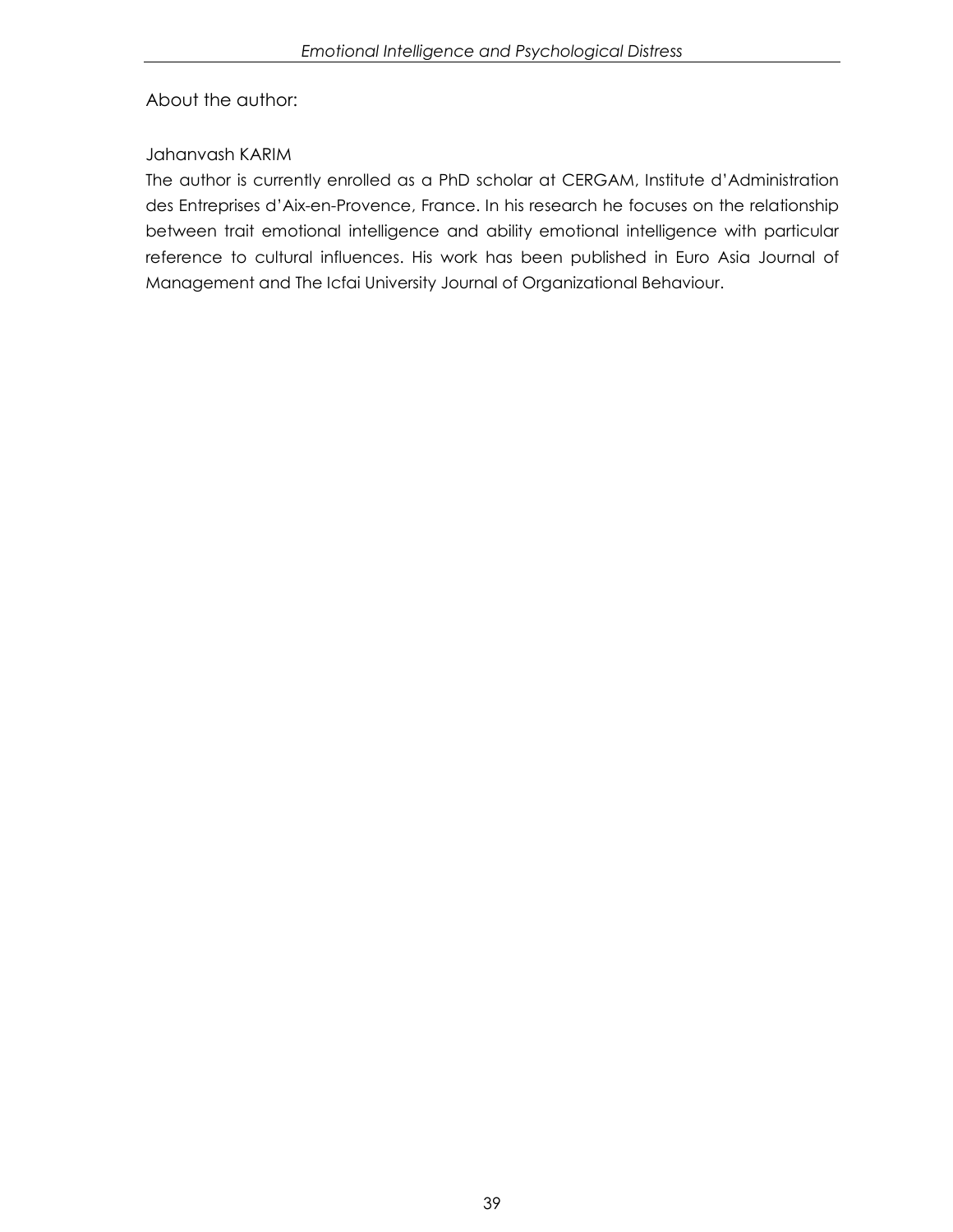About the author:

Jahanvash KARIM

The author is currently enrolled as a PhD scholar at CERGAM, Institute d'Administration des Entreprises d'Aix-en-Provence, France. In his research he focuses on the relationship between trait emotional intelligence and ability emotional intelligence with particular reference to cultural influences. His work has been published in Euro Asia Journal of Management and The Icfai University Journal of Organizational Behaviour.